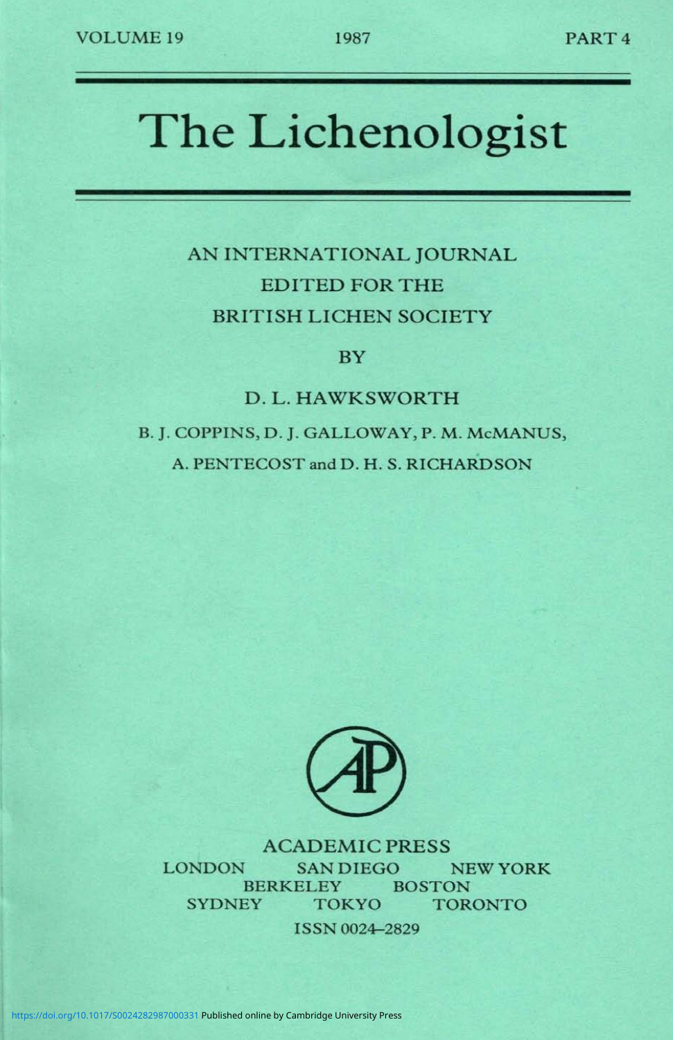VOLUME 19 1987 PART 4

# The Lichenologist

AN INTERNATIONAL JOURNAL
EDITED FOR THE
BRITISH LICHEN SOCIETY

BY

D. L. HAWKSWORTH

B. J. COPPINS, D. J. GALLOWAY, P. M. McMANUS,
A. PENTECOST and D. H. S. RICHARDSON

ACADEMIC PRESS
LONDON SAN DIEGO NEW YORK
BERKELEY BOSTON
SYDNEY TOKYO TORONTO

ISSN 0024–2829

https://doi.org/10.1017/S0024282987000331 Published online by Cambridge University Press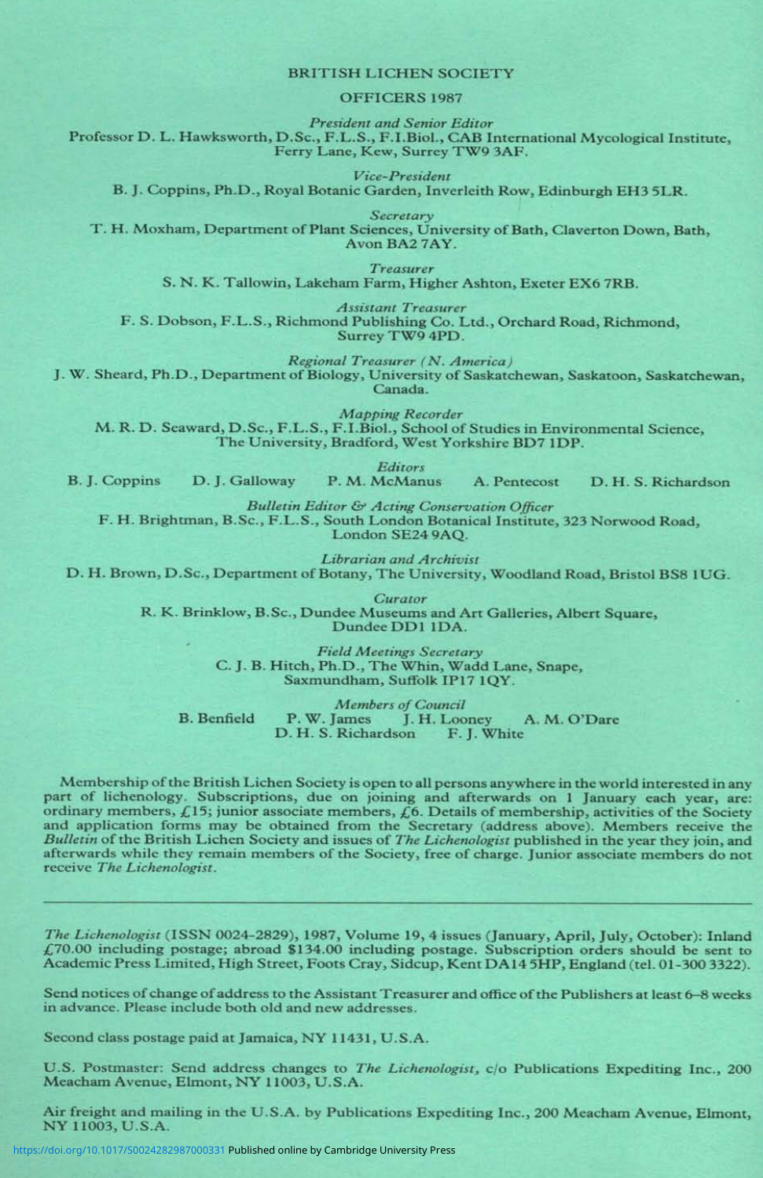# BRITISH LICHEN SOCIETY

## OFFICERS 1987

*President and Senior Editor*
Professor D. L. Hawksworth, D.Sc., F.L.S., F.I.Biol., CAB International Mycological Institute, Ferry Lane, Kew, Surrey TW9 3AF.

*Vice-President*
B. J. Coppins, Ph.D., Royal Botanic Garden, Inverleith Row, Edinburgh EH3 5LR.

*Secretary*
T. H. Moxham, Department of Plant Sciences, University of Bath, Claverton Down, Bath, Avon BA2 7AY.

*Treasurer*
S. N. K. Tallowin, Lakeham Farm, Higher Ashton, Exeter EX6 7RB.

*Assistant Treasurer*
F. S. Dobson, F.L.S., Richmond Publishing Co. Ltd., Orchard Road, Richmond, Surrey TW9 4PD.

*Regional Treasurer (N. America)*
J. W. Sheard, Ph.D., Department of Biology, University of Saskatchewan, Saskatoon, Saskatchewan, Canada.

*Mapping Recorder*
M. R. D. Seaward, D.Sc., F.L.S., F.I.Biol., School of Studies in Environmental Science, The University, Bradford, West Yorkshire BD7 1DP.

*Editors*
B. J. Coppins D. J. Galloway P. M. McManus A. Pentecost D. H. S. Richardson

*Bulletin Editor & Acting Conservation Officer*
F. H. Brightman, B.Sc., F.L.S., South London Botanical Institute, 323 Norwood Road, London SE24 9AQ.

*Librarian and Archivist*
D. H. Brown, D.Sc., Department of Botany, The University, Woodland Road, Bristol BS8 1UG.

*Curator*
R. K. Brinklow, B.Sc., Dundee Museums and Art Galleries, Albert Square, Dundee DD1 1DA.

*Field Meetings Secretary*
C. J. B. Hitch, Ph.D., The Whin, Wadd Lane, Snape, Saxmundham, Suffolk IP17 1QY.

*Members of Council*
B. Benfield P. W. James J. H. Looney A. M. O'Dare
D. H. S. Richardson F. J. White

Membership of the British Lichen Society is open to all persons anywhere in the world interested in any part of lichenology. Subscriptions, due on joining and afterwards on 1 January each year, are: ordinary members, £15; junior associate members, £6. Details of membership, activities of the Society and application forms may be obtained from the Secretary (address above). Members receive the *Bulletin* of the British Lichen Society and issues of *The Lichenologist* published in the year they join, and afterwards while they remain members of the Society, free of charge. Junior associate members do not receive *The Lichenologist*.

---

*The Lichenologist* (ISSN 0024-2829), 1987, Volume 19, 4 issues (January, April, July, October): Inland £70.00 including postage; abroad $134.00 including postage. Subscription orders should be sent to Academic Press Limited, High Street, Foots Cray, Sidcup, Kent DA14 5HP, England (tel. 01-300 3322).

Send notices of change of address to the Assistant Treasurer and office of the Publishers at least 6–8 weeks in advance. Please include both old and new addresses.

Second class postage paid at Jamaica, NY 11431, U.S.A.

U.S. Postmaster: Send address changes to *The Lichenologist*, c/o Publications Expediting Inc., 200 Meacham Avenue, Elmont, NY 11003, U.S.A.

Air freight and mailing in the U.S.A. by Publications Expediting Inc., 200 Meacham Avenue, Elmont, NY 11003, U.S.A.